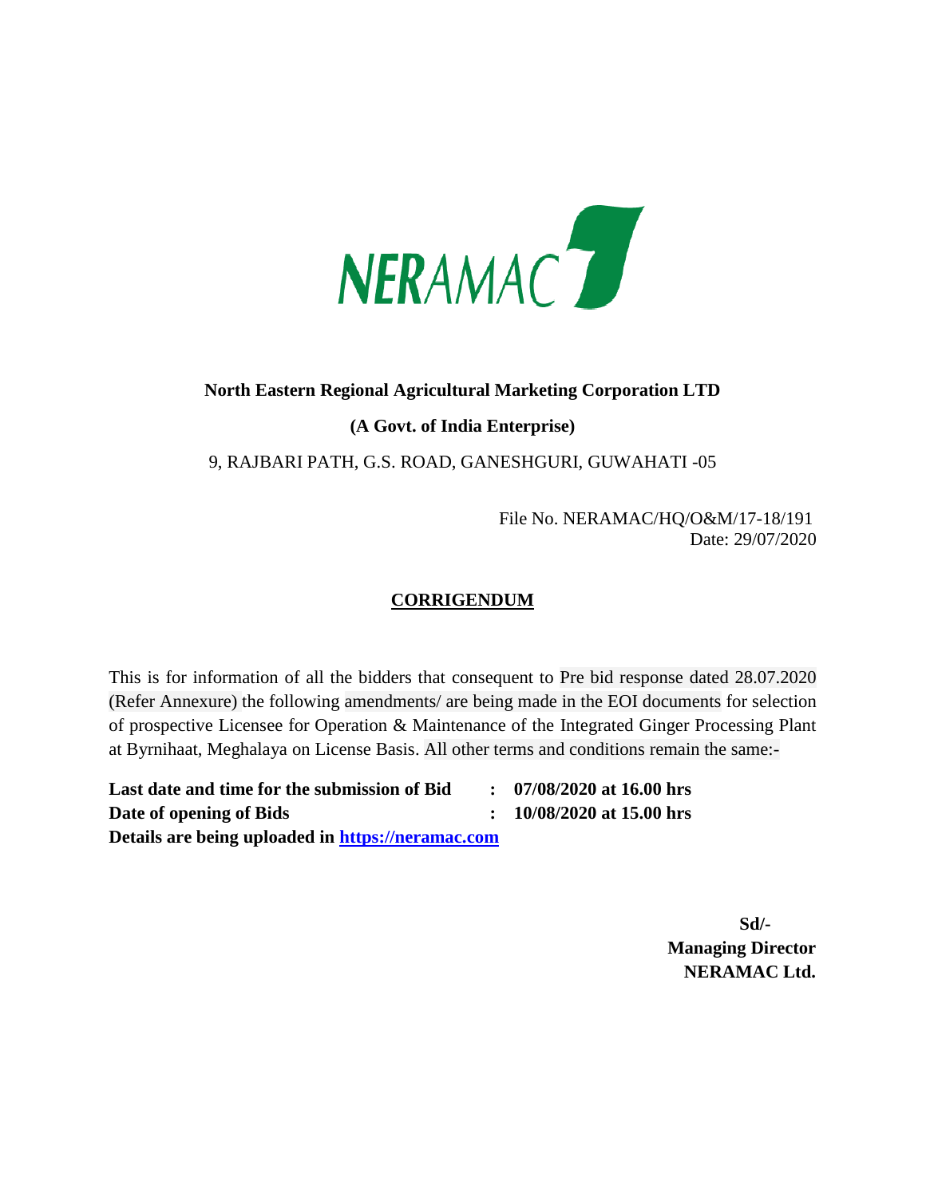NERAMAC

**North Eastern Regional Agricultural Marketing Corporation LTD**

**(A Govt. of India Enterprise)**

9, RAJBARI PATH, G.S. ROAD, GANESHGURI, GUWAHATI -05

File No. NERAMAC/HQ/O&M/17-18/191
Date: 29/07/2020

## CORRIGENDUM

This is for information of all the bidders that consequent to Pre bid response dated 28.07.2020 (Refer Annexure) the following amendments/ are being made in the EOI documents for selection of prospective Licensee for Operation & Maintenance of the Integrated Ginger Processing Plant at Byrnihaat, Meghalaya on License Basis. All other terms and conditions remain the same:-

| | | |
|---|---|---|
| **Last date and time for the submission of Bid** | **:** | **07/08/2020 at 16.00 hrs** |
| **Date of opening of Bids** | **:** | **10/08/2020 at 15.00 hrs** |

**Details are being uploaded in [https://neramac.com](https://neramac.com)**

**Sd/-**
**Managing Director**
**NERAMAC Ltd.**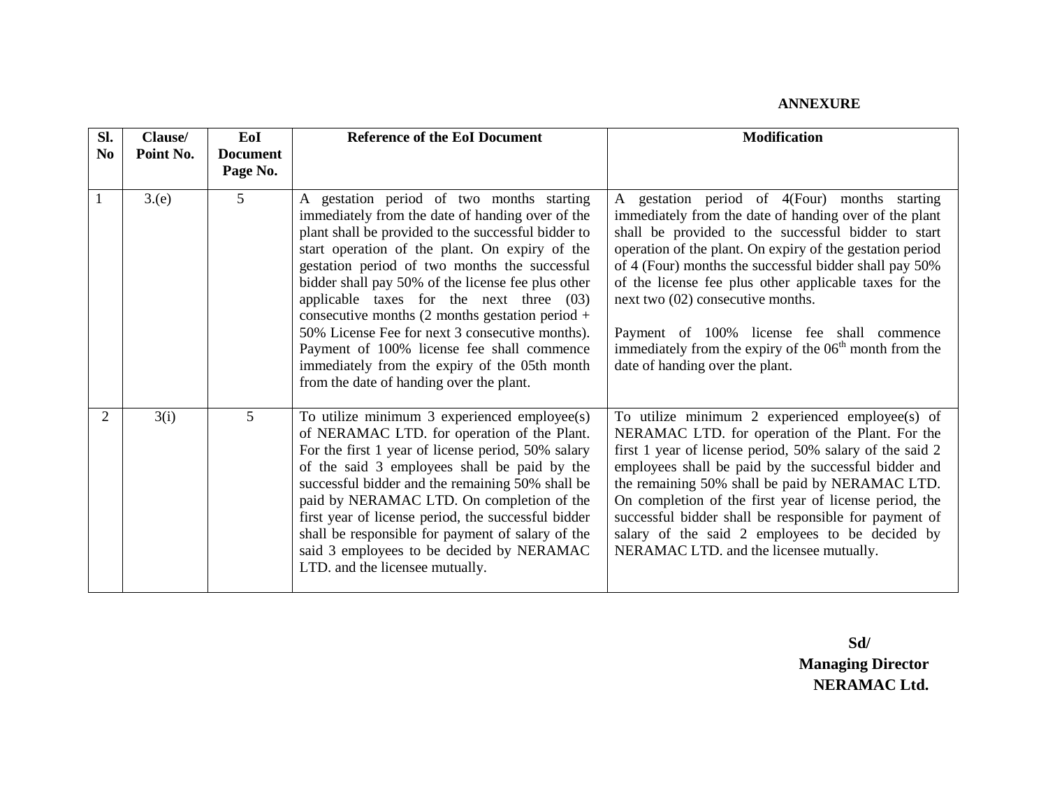**ANNEXURE**

| Sl. No | Clause/ Point No. | EoI Document Page No. | Reference of the EoI Document | Modification |
|---|---|---|---|---|
| 1 | 3.(e) | 5 | A gestation period of two months starting immediately from the date of handing over of the plant shall be provided to the successful bidder to start operation of the plant. On expiry of the gestation period of two months the successful bidder shall pay 50% of the license fee plus other applicable taxes for the next three (03) consecutive months (2 months gestation period + 50% License Fee for next 3 consecutive months). Payment of 100% license fee shall commence immediately from the expiry of the 05th month from the date of handing over the plant. | A gestation period of 4(Four) months starting immediately from the date of handing over of the plant shall be provided to the successful bidder to start operation of the plant. On expiry of the gestation period of 4 (Four) months the successful bidder shall pay 50% of the license fee plus other applicable taxes for the next two (02) consecutive months.<br><br>Payment of 100% license fee shall commence immediately from the expiry of the 06th month from the date of handing over the plant. |
| 2 | 3(i) | 5 | To utilize minimum 3 experienced employee(s) of NERAMAC LTD. for operation of the Plant. For the first 1 year of license period, 50% salary of the said 3 employees shall be paid by the successful bidder and the remaining 50% shall be paid by NERAMAC LTD. On completion of the first year of license period, the successful bidder shall be responsible for payment of salary of the said 3 employees to be decided by NERAMAC LTD. and the licensee mutually. | To utilize minimum 2 experienced employee(s) of NERAMAC LTD. for operation of the Plant. For the first 1 year of license period, 50% salary of the said 2 employees shall be paid by the successful bidder and the remaining 50% shall be paid by NERAMAC LTD. On completion of the first year of license period, the successful bidder shall be responsible for payment of salary of the said 2 employees to be decided by NERAMAC LTD. and the licensee mutually. |

**Sd/**
**Managing Director**
**NERAMAC Ltd.**